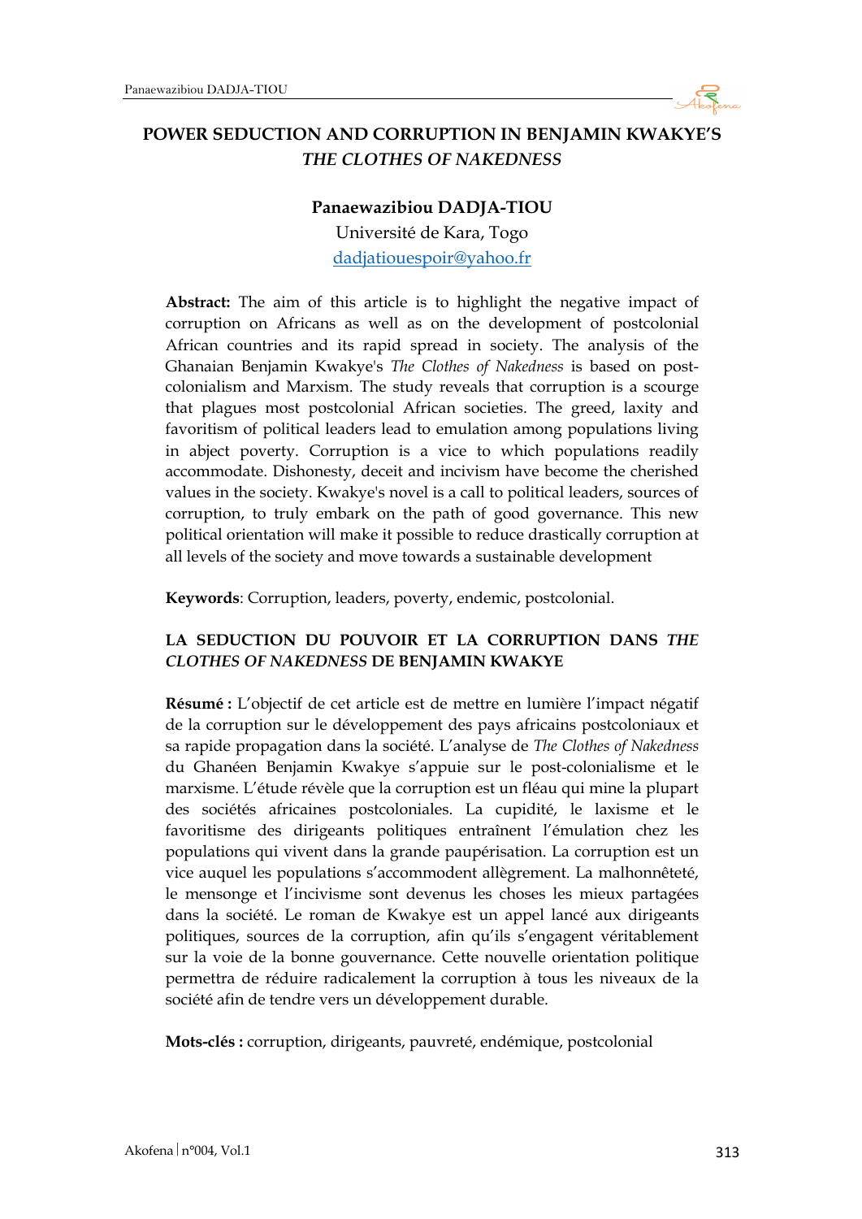# POWER SEDUCTION AND CORRUPTION IN BENJAMIN KWAKYE'S *THE CLOTHES OF NAKEDNESS*

**Panaewazibiou DADJA-TIOU**
Université de Kara, Togo
dadjatiouespoir@yahoo.fr

**Abstract:** The aim of this article is to highlight the negative impact of corruption on Africans as well as on the development of postcolonial African countries and its rapid spread in society. The analysis of the Ghanaian Benjamin Kwakye's *The Clothes of Nakedness* is based on post-colonialism and Marxism. The study reveals that corruption is a scourge that plagues most postcolonial African societies. The greed, laxity and favoritism of political leaders lead to emulation among populations living in abject poverty. Corruption is a vice to which populations readily accommodate. Dishonesty, deceit and incivism have become the cherished values in the society. Kwakye's novel is a call to political leaders, sources of corruption, to truly embark on the path of good governance. This new political orientation will make it possible to reduce drastically corruption at all levels of the society and move towards a sustainable development

**Keywords**: Corruption, leaders, poverty, endemic, postcolonial.

## LA SEDUCTION DU POUVOIR ET LA CORRUPTION DANS *THE CLOTHES OF NAKEDNESS* DE BENJAMIN KWAKYE

**Résumé :** L'objectif de cet article est de mettre en lumière l'impact négatif de la corruption sur le développement des pays africains postcoloniaux et sa rapide propagation dans la société. L'analyse de *The Clothes of Nakedness* du Ghanéen Benjamin Kwakye s'appuie sur le post-colonialisme et le marxisme. L'étude révèle que la corruption est un fléau qui mine la plupart des sociétés africaines postcoloniales. La cupidité, le laxisme et le favoritisme des dirigeants politiques entraînent l'émulation chez les populations qui vivent dans la grande paupérisation. La corruption est un vice auquel les populations s'accommodent allègrement. La malhonnêteté, le mensonge et l'incivisme sont devenus les choses les mieux partagées dans la société. Le roman de Kwakye est un appel lancé aux dirigeants politiques, sources de la corruption, afin qu'ils s'engagent véritablement sur la voie de la bonne gouvernance. Cette nouvelle orientation politique permettra de réduire radicalement la corruption à tous les niveaux de la société afin de tendre vers un développement durable.

**Mots-clés :** corruption, dirigeants, pauvreté, endémique, postcolonial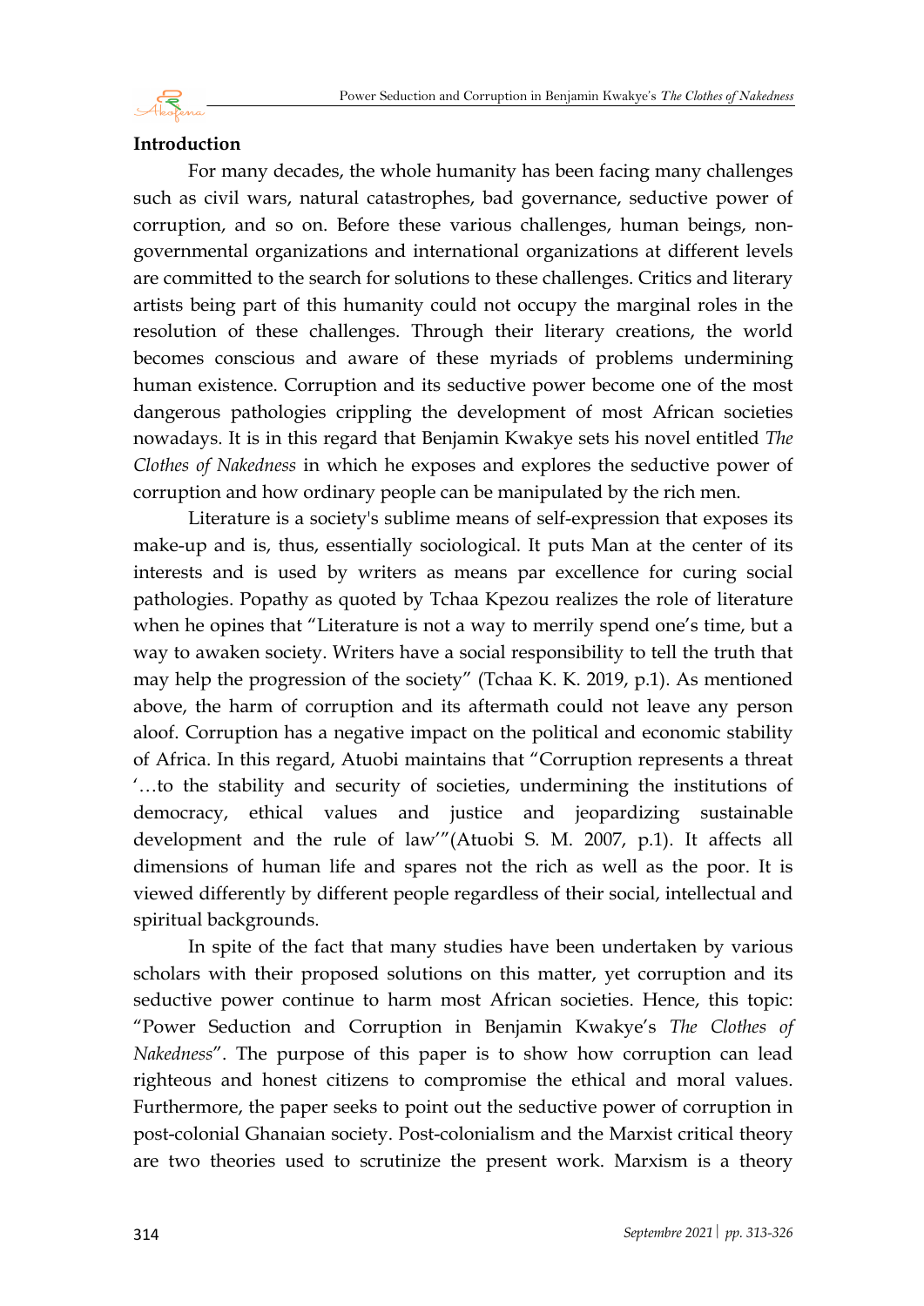**Introduction**

For many decades, the whole humanity has been facing many challenges such as civil wars, natural catastrophes, bad governance, seductive power of corruption, and so on. Before these various challenges, human beings, non-governmental organizations and international organizations at different levels are committed to the search for solutions to these challenges. Critics and literary artists being part of this humanity could not occupy the marginal roles in the resolution of these challenges. Through their literary creations, the world becomes conscious and aware of these myriads of problems undermining human existence. Corruption and its seductive power become one of the most dangerous pathologies crippling the development of most African societies nowadays. It is in this regard that Benjamin Kwakye sets his novel entitled *The Clothes of Nakedness* in which he exposes and explores the seductive power of corruption and how ordinary people can be manipulated by the rich men.

Literature is a society's sublime means of self-expression that exposes its make-up and is, thus, essentially sociological. It puts Man at the center of its interests and is used by writers as means par excellence for curing social pathologies. Popathy as quoted by Tchaa Kpezou realizes the role of literature when he opines that "Literature is not a way to merrily spend one's time, but a way to awaken society. Writers have a social responsibility to tell the truth that may help the progression of the society" (Tchaa K. K. 2019, p.1). As mentioned above, the harm of corruption and its aftermath could not leave any person aloof. Corruption has a negative impact on the political and economic stability of Africa. In this regard, Atuobi maintains that "Corruption represents a threat '…to the stability and security of societies, undermining the institutions of democracy, ethical values and justice and jeopardizing sustainable development and the rule of law'"(Atuobi S. M. 2007, p.1). It affects all dimensions of human life and spares not the rich as well as the poor. It is viewed differently by different people regardless of their social, intellectual and spiritual backgrounds.

In spite of the fact that many studies have been undertaken by various scholars with their proposed solutions on this matter, yet corruption and its seductive power continue to harm most African societies. Hence, this topic: "Power Seduction and Corruption in Benjamin Kwakye's *The Clothes of Nakedness*". The purpose of this paper is to show how corruption can lead righteous and honest citizens to compromise the ethical and moral values. Furthermore, the paper seeks to point out the seductive power of corruption in post-colonial Ghanaian society. Post-colonialism and the Marxist critical theory are two theories used to scrutinize the present work. Marxism is a theory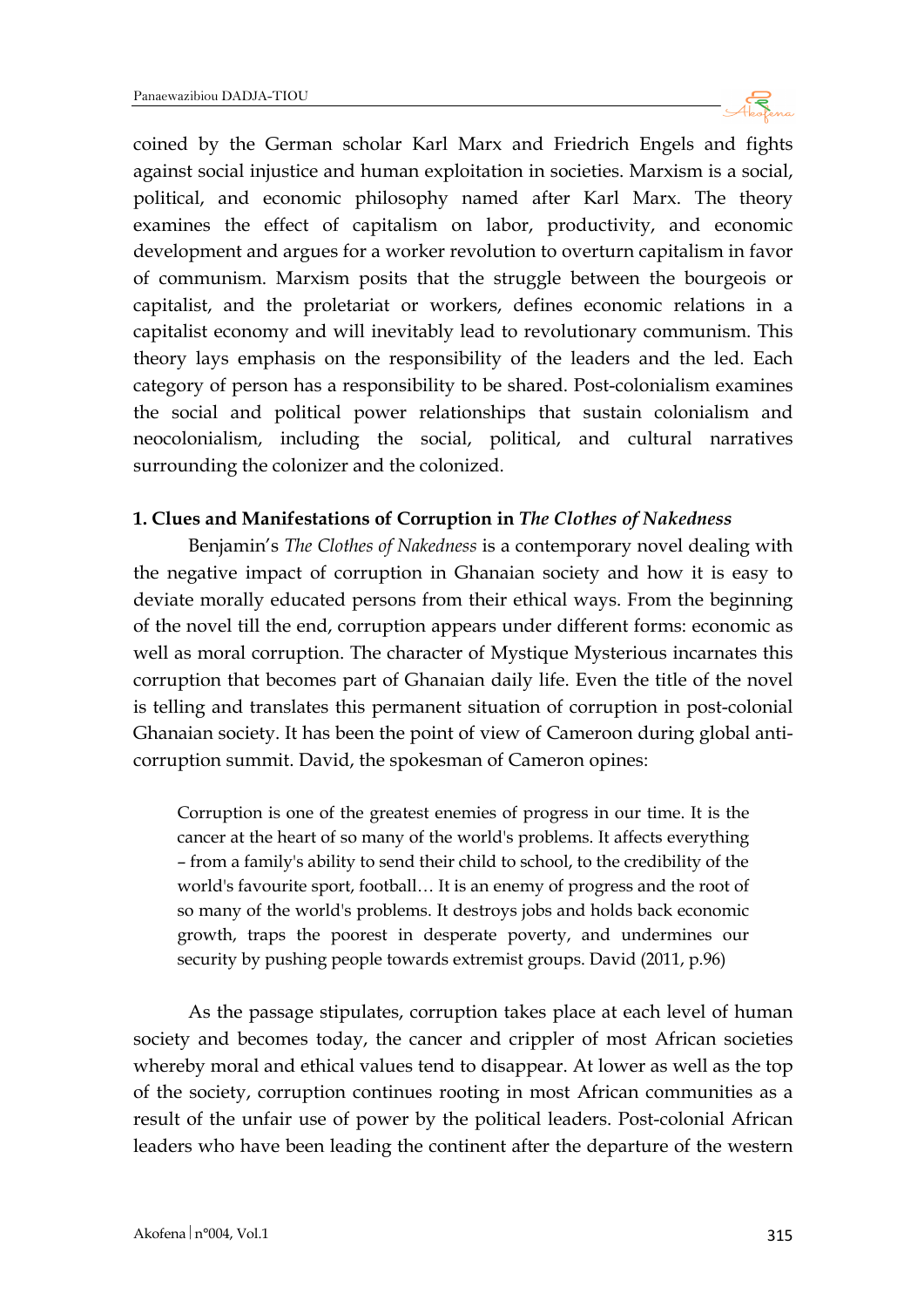coined by the German scholar Karl Marx and Friedrich Engels and fights against social injustice and human exploitation in societies. Marxism is a social, political, and economic philosophy named after Karl Marx. The theory examines the effect of capitalism on labor, productivity, and economic development and argues for a worker revolution to overturn capitalism in favor of communism. Marxism posits that the struggle between the bourgeois or capitalist, and the proletariat or workers, defines economic relations in a capitalist economy and will inevitably lead to revolutionary communism. This theory lays emphasis on the responsibility of the leaders and the led. Each category of person has a responsibility to be shared. Post-colonialism examines the social and political power relationships that sustain colonialism and neocolonialism, including the social, political, and cultural narratives surrounding the colonizer and the colonized.

## 1. Clues and Manifestations of Corruption in *The Clothes of Nakedness*

Benjamin's *The Clothes of Nakedness* is a contemporary novel dealing with the negative impact of corruption in Ghanaian society and how it is easy to deviate morally educated persons from their ethical ways. From the beginning of the novel till the end, corruption appears under different forms: economic as well as moral corruption. The character of Mystique Mysterious incarnates this corruption that becomes part of Ghanaian daily life. Even the title of the novel is telling and translates this permanent situation of corruption in post-colonial Ghanaian society. It has been the point of view of Cameroon during global anti-corruption summit. David, the spokesman of Cameroon opines:

> Corruption is one of the greatest enemies of progress in our time. It is the cancer at the heart of so many of the world's problems. It affects everything – from a family's ability to send their child to school, to the credibility of the world's favourite sport, football… It is an enemy of progress and the root of so many of the world's problems. It destroys jobs and holds back economic growth, traps the poorest in desperate poverty, and undermines our security by pushing people towards extremist groups. David (2011, p.96)

As the passage stipulates, corruption takes place at each level of human society and becomes today, the cancer and crippler of most African societies whereby moral and ethical values tend to disappear. At lower as well as the top of the society, corruption continues rooting in most African communities as a result of the unfair use of power by the political leaders. Post-colonial African leaders who have been leading the continent after the departure of the western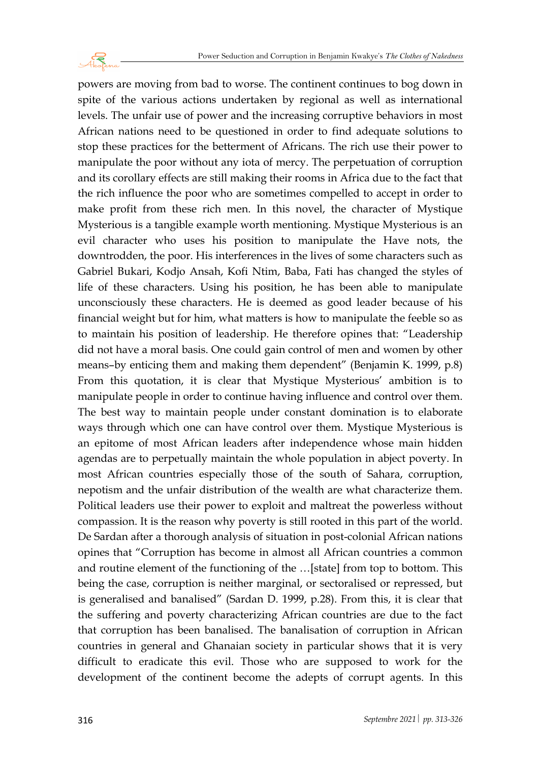powers are moving from bad to worse. The continent continues to bog down in spite of the various actions undertaken by regional as well as international levels. The unfair use of power and the increasing corruptive behaviors in most African nations need to be questioned in order to find adequate solutions to stop these practices for the betterment of Africans. The rich use their power to manipulate the poor without any iota of mercy. The perpetuation of corruption and its corollary effects are still making their rooms in Africa due to the fact that the rich influence the poor who are sometimes compelled to accept in order to make profit from these rich men. In this novel, the character of Mystique Mysterious is a tangible example worth mentioning. Mystique Mysterious is an evil character who uses his position to manipulate the Have nots, the downtrodden, the poor. His interferences in the lives of some characters such as Gabriel Bukari, Kodjo Ansah, Kofi Ntim, Baba, Fati has changed the styles of life of these characters. Using his position, he has been able to manipulate unconsciously these characters. He is deemed as good leader because of his financial weight but for him, what matters is how to manipulate the feeble so as to maintain his position of leadership. He therefore opines that: "Leadership did not have a moral basis. One could gain control of men and women by other means–by enticing them and making them dependent" (Benjamin K. 1999, p.8) From this quotation, it is clear that Mystique Mysterious' ambition is to manipulate people in order to continue having influence and control over them. The best way to maintain people under constant domination is to elaborate ways through which one can have control over them. Mystique Mysterious is an epitome of most African leaders after independence whose main hidden agendas are to perpetually maintain the whole population in abject poverty. In most African countries especially those of the south of Sahara, corruption, nepotism and the unfair distribution of the wealth are what characterize them. Political leaders use their power to exploit and maltreat the powerless without compassion. It is the reason why poverty is still rooted in this part of the world. De Sardan after a thorough analysis of situation in post-colonial African nations opines that "Corruption has become in almost all African countries a common and routine element of the functioning of the …[state] from top to bottom. This being the case, corruption is neither marginal, or sectoralised or repressed, but is generalised and banalised" (Sardan D. 1999, p.28). From this, it is clear that the suffering and poverty characterizing African countries are due to the fact that corruption has been banalised. The banalisation of corruption in African countries in general and Ghanaian society in particular shows that it is very difficult to eradicate this evil. Those who are supposed to work for the development of the continent become the adepts of corrupt agents. In this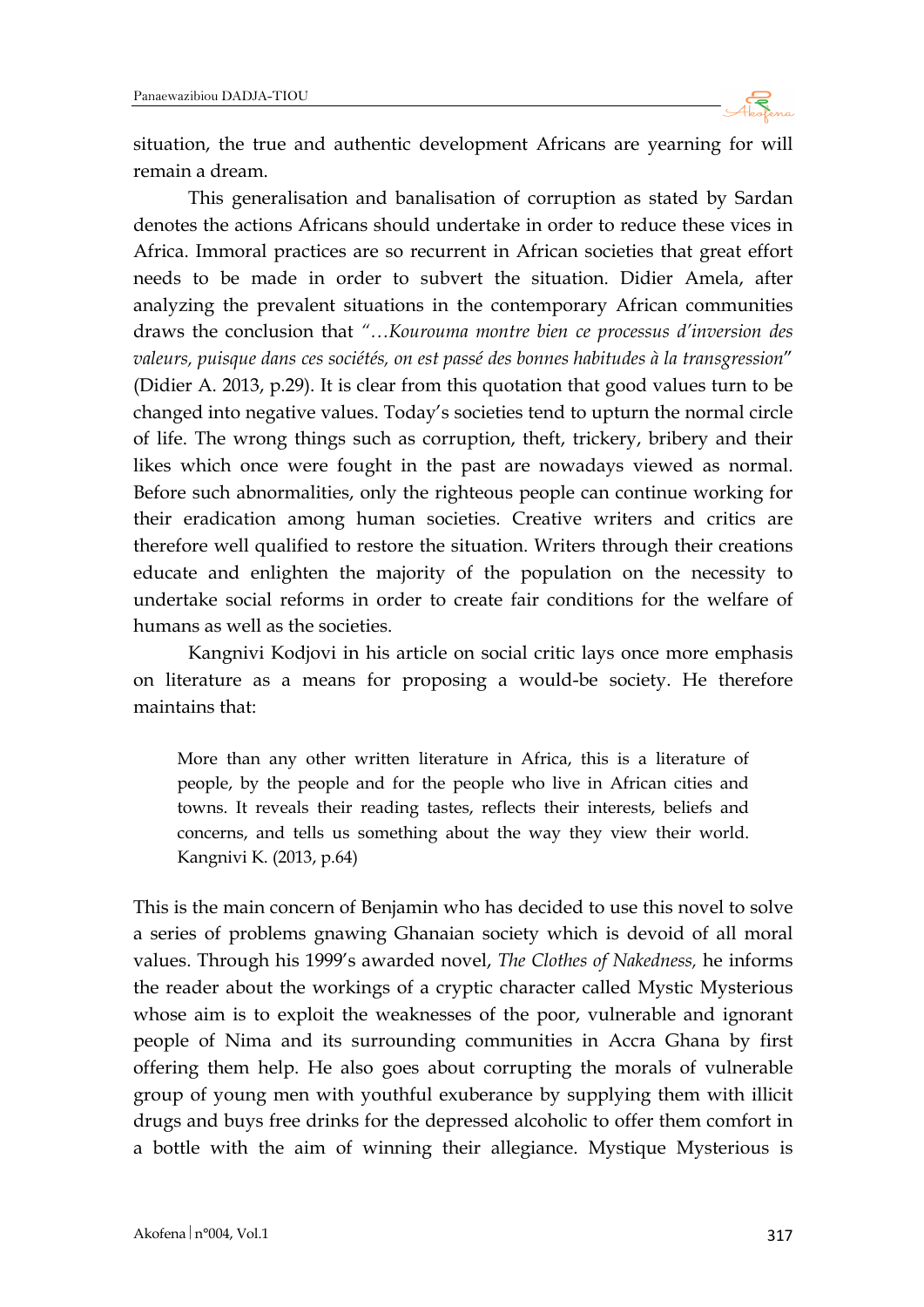situation, the true and authentic development Africans are yearning for will remain a dream.

This generalisation and banalisation of corruption as stated by Sardan denotes the actions Africans should undertake in order to reduce these vices in Africa. Immoral practices are so recurrent in African societies that great effort needs to be made in order to subvert the situation. Didier Amela, after analyzing the prevalent situations in the contemporary African communities draws the conclusion that *"…Kourouma montre bien ce processus d'inversion des valeurs, puisque dans ces sociétés, on est passé des bonnes habitudes à la transgression*" (Didier A. 2013, p.29). It is clear from this quotation that good values turn to be changed into negative values. Today's societies tend to upturn the normal circle of life. The wrong things such as corruption, theft, trickery, bribery and their likes which once were fought in the past are nowadays viewed as normal. Before such abnormalities, only the righteous people can continue working for their eradication among human societies. Creative writers and critics are therefore well qualified to restore the situation. Writers through their creations educate and enlighten the majority of the population on the necessity to undertake social reforms in order to create fair conditions for the welfare of humans as well as the societies.

Kangnivi Kodjovi in his article on social critic lays once more emphasis on literature as a means for proposing a would-be society. He therefore maintains that:

> More than any other written literature in Africa, this is a literature of people, by the people and for the people who live in African cities and towns. It reveals their reading tastes, reflects their interests, beliefs and concerns, and tells us something about the way they view their world. Kangnivi K. (2013, p.64)

This is the main concern of Benjamin who has decided to use this novel to solve a series of problems gnawing Ghanaian society which is devoid of all moral values. Through his 1999's awarded novel, *The Clothes of Nakedness,* he informs the reader about the workings of a cryptic character called Mystic Mysterious whose aim is to exploit the weaknesses of the poor, vulnerable and ignorant people of Nima and its surrounding communities in Accra Ghana by first offering them help. He also goes about corrupting the morals of vulnerable group of young men with youthful exuberance by supplying them with illicit drugs and buys free drinks for the depressed alcoholic to offer them comfort in a bottle with the aim of winning their allegiance. Mystique Mysterious is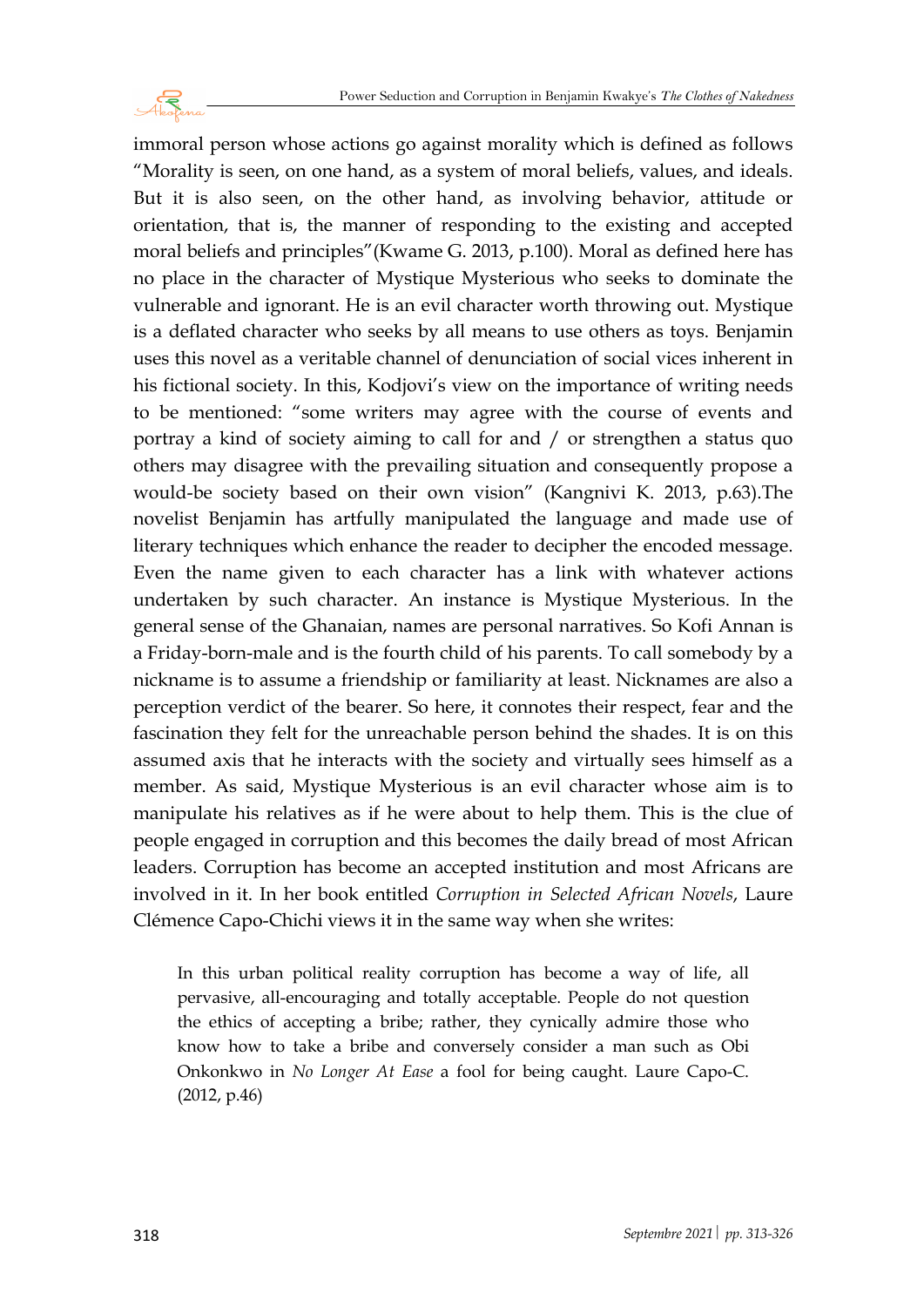immoral person whose actions go against morality which is defined as follows "Morality is seen, on one hand, as a system of moral beliefs, values, and ideals. But it is also seen, on the other hand, as involving behavior, attitude or orientation, that is, the manner of responding to the existing and accepted moral beliefs and principles"(Kwame G. 2013, p.100). Moral as defined here has no place in the character of Mystique Mysterious who seeks to dominate the vulnerable and ignorant. He is an evil character worth throwing out. Mystique is a deflated character who seeks by all means to use others as toys. Benjamin uses this novel as a veritable channel of denunciation of social vices inherent in his fictional society. In this, Kodjovi's view on the importance of writing needs to be mentioned: "some writers may agree with the course of events and portray a kind of society aiming to call for and / or strengthen a status quo others may disagree with the prevailing situation and consequently propose a would-be society based on their own vision" (Kangnivi K. 2013, p.63).The novelist Benjamin has artfully manipulated the language and made use of literary techniques which enhance the reader to decipher the encoded message. Even the name given to each character has a link with whatever actions undertaken by such character. An instance is Mystique Mysterious. In the general sense of the Ghanaian, names are personal narratives. So Kofi Annan is a Friday-born-male and is the fourth child of his parents. To call somebody by a nickname is to assume a friendship or familiarity at least. Nicknames are also a perception verdict of the bearer. So here, it connotes their respect, fear and the fascination they felt for the unreachable person behind the shades. It is on this assumed axis that he interacts with the society and virtually sees himself as a member. As said, Mystique Mysterious is an evil character whose aim is to manipulate his relatives as if he were about to help them. This is the clue of people engaged in corruption and this becomes the daily bread of most African leaders. Corruption has become an accepted institution and most Africans are involved in it. In her book entitled *Corruption in Selected African Novels*, Laure Clémence Capo-Chichi views it in the same way when she writes:

> In this urban political reality corruption has become a way of life, all pervasive, all-encouraging and totally acceptable. People do not question the ethics of accepting a bribe; rather, they cynically admire those who know how to take a bribe and conversely consider a man such as Obi Onkonkwo in *No Longer At Ease* a fool for being caught. Laure Capo-C. (2012, p.46)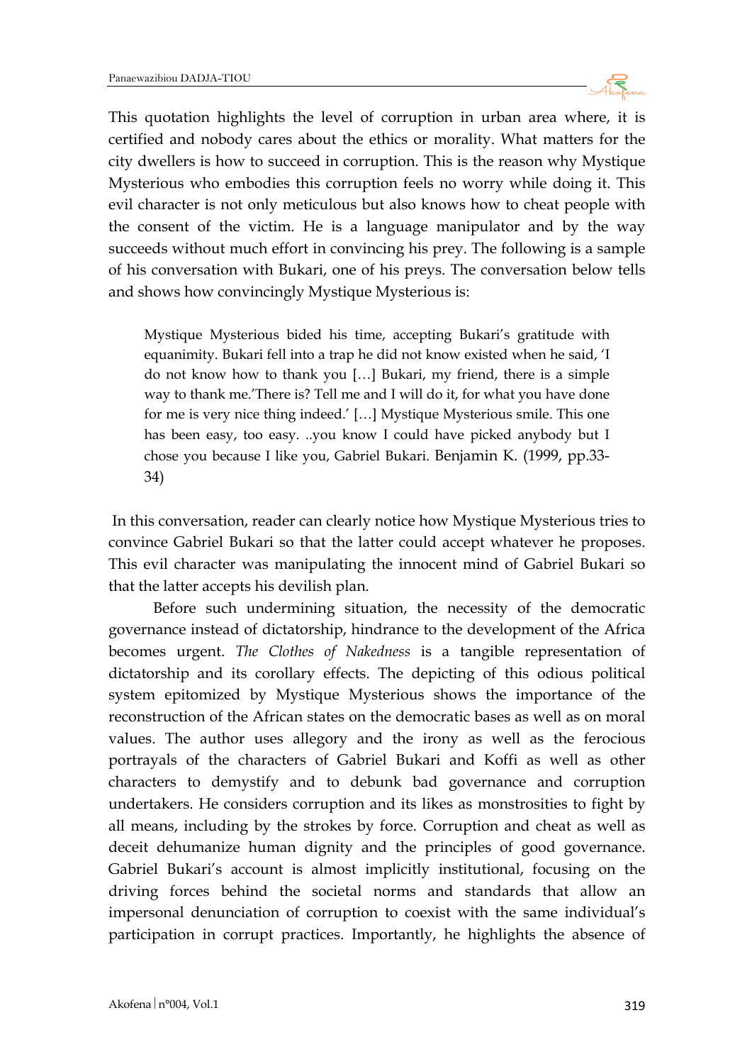This quotation highlights the level of corruption in urban area where, it is certified and nobody cares about the ethics or morality. What matters for the city dwellers is how to succeed in corruption. This is the reason why Mystique Mysterious who embodies this corruption feels no worry while doing it. This evil character is not only meticulous but also knows how to cheat people with the consent of the victim. He is a language manipulator and by the way succeeds without much effort in convincing his prey. The following is a sample of his conversation with Bukari, one of his preys. The conversation below tells and shows how convincingly Mystique Mysterious is:

> Mystique Mysterious bided his time, accepting Bukari's gratitude with equanimity. Bukari fell into a trap he did not know existed when he said, 'I do not know how to thank you […] Bukari, my friend, there is a simple way to thank me.'There is? Tell me and I will do it, for what you have done for me is very nice thing indeed.' […] Mystique Mysterious smile. This one has been easy, too easy. ..you know I could have picked anybody but I chose you because I like you, Gabriel Bukari. Benjamin K. (1999, pp.33-34)

In this conversation, reader can clearly notice how Mystique Mysterious tries to convince Gabriel Bukari so that the latter could accept whatever he proposes. This evil character was manipulating the innocent mind of Gabriel Bukari so that the latter accepts his devilish plan.

Before such undermining situation, the necessity of the democratic governance instead of dictatorship, hindrance to the development of the Africa becomes urgent. *The Clothes of Nakedness* is a tangible representation of dictatorship and its corollary effects. The depicting of this odious political system epitomized by Mystique Mysterious shows the importance of the reconstruction of the African states on the democratic bases as well as on moral values. The author uses allegory and the irony as well as the ferocious portrayals of the characters of Gabriel Bukari and Koffi as well as other characters to demystify and to debunk bad governance and corruption undertakers. He considers corruption and its likes as monstrosities to fight by all means, including by the strokes by force. Corruption and cheat as well as deceit dehumanize human dignity and the principles of good governance. Gabriel Bukari's account is almost implicitly institutional, focusing on the driving forces behind the societal norms and standards that allow an impersonal denunciation of corruption to coexist with the same individual's participation in corrupt practices. Importantly, he highlights the absence of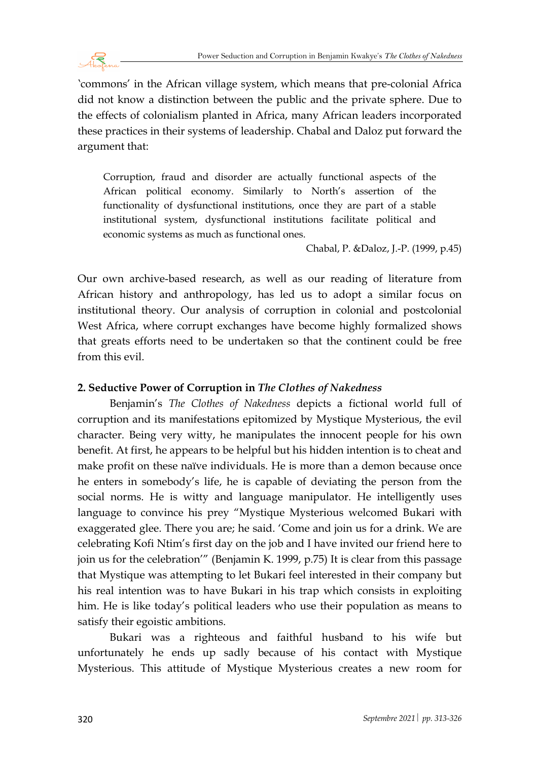'commons' in the African village system, which means that pre-colonial Africa did not know a distinction between the public and the private sphere. Due to the effects of colonialism planted in Africa, many African leaders incorporated these practices in their systems of leadership. Chabal and Daloz put forward the argument that:

> Corruption, fraud and disorder are actually functional aspects of the African political economy. Similarly to North's assertion of the functionality of dysfunctional institutions, once they are part of a stable institutional system, dysfunctional institutions facilitate political and economic systems as much as functional ones.
>
> Chabal, P. &Daloz, J.-P. (1999, p.45)

Our own archive-based research, as well as our reading of literature from African history and anthropology, has led us to adopt a similar focus on institutional theory. Our analysis of corruption in colonial and postcolonial West Africa, where corrupt exchanges have become highly formalized shows that greats efforts need to be undertaken so that the continent could be free from this evil.

## 2. Seductive Power of Corruption in *The Clothes of Nakedness*

Benjamin's *The Clothes of Nakedness* depicts a fictional world full of corruption and its manifestations epitomized by Mystique Mysterious, the evil character. Being very witty, he manipulates the innocent people for his own benefit. At first, he appears to be helpful but his hidden intention is to cheat and make profit on these naïve individuals. He is more than a demon because once he enters in somebody's life, he is capable of deviating the person from the social norms. He is witty and language manipulator. He intelligently uses language to convince his prey "Mystique Mysterious welcomed Bukari with exaggerated glee. There you are; he said. 'Come and join us for a drink. We are celebrating Kofi Ntim's first day on the job and I have invited our friend here to join us for the celebration'" (Benjamin K. 1999, p.75) It is clear from this passage that Mystique was attempting to let Bukari feel interested in their company but his real intention was to have Bukari in his trap which consists in exploiting him. He is like today's political leaders who use their population as means to satisfy their egoistic ambitions.

Bukari was a righteous and faithful husband to his wife but unfortunately he ends up sadly because of his contact with Mystique Mysterious. This attitude of Mystique Mysterious creates a new room for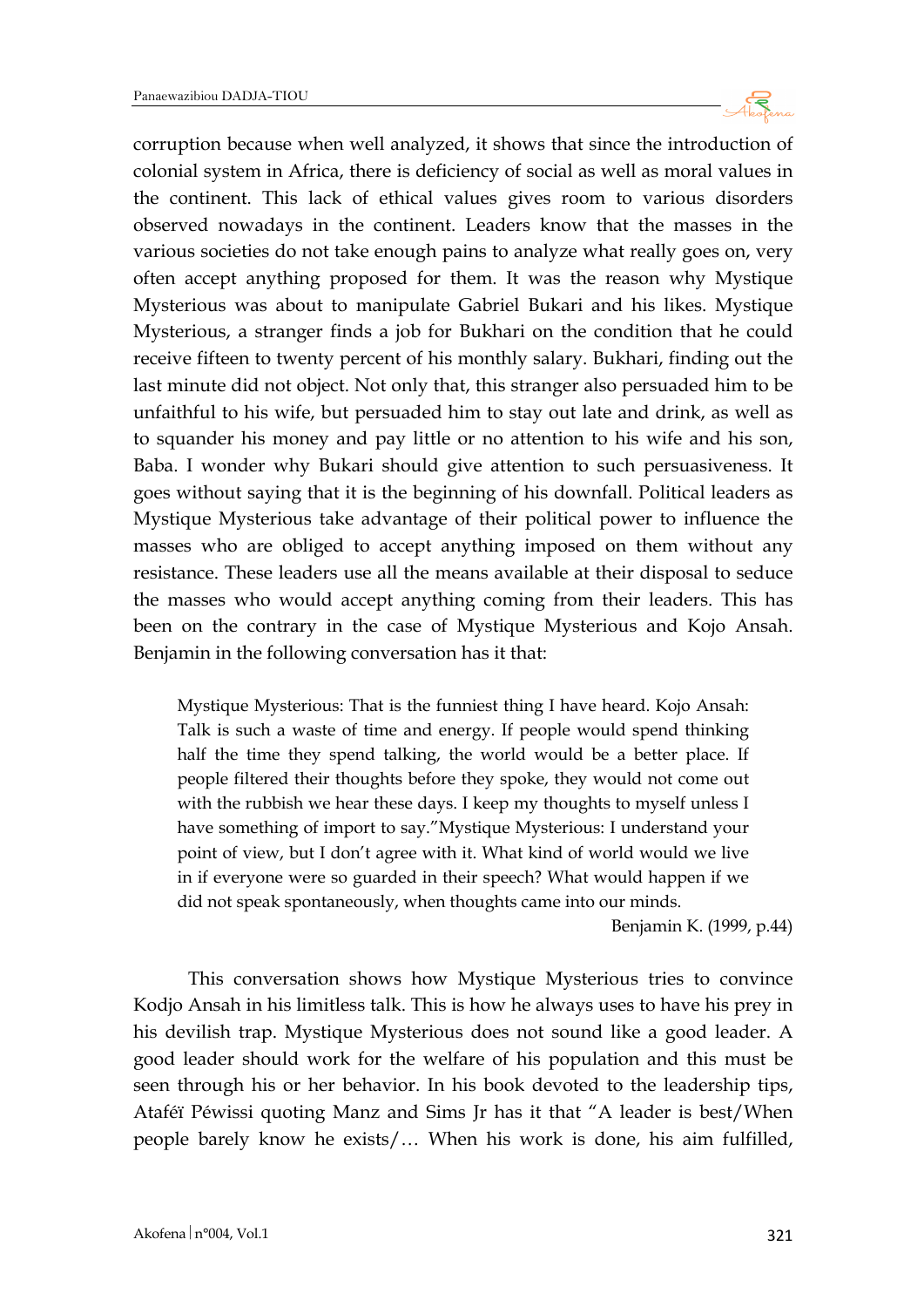corruption because when well analyzed, it shows that since the introduction of colonial system in Africa, there is deficiency of social as well as moral values in the continent. This lack of ethical values gives room to various disorders observed nowadays in the continent. Leaders know that the masses in the various societies do not take enough pains to analyze what really goes on, very often accept anything proposed for them. It was the reason why Mystique Mysterious was about to manipulate Gabriel Bukari and his likes. Mystique Mysterious, a stranger finds a job for Bukhari on the condition that he could receive fifteen to twenty percent of his monthly salary. Bukhari, finding out the last minute did not object. Not only that, this stranger also persuaded him to be unfaithful to his wife, but persuaded him to stay out late and drink, as well as to squander his money and pay little or no attention to his wife and his son, Baba. I wonder why Bukari should give attention to such persuasiveness. It goes without saying that it is the beginning of his downfall. Political leaders as Mystique Mysterious take advantage of their political power to influence the masses who are obliged to accept anything imposed on them without any resistance. These leaders use all the means available at their disposal to seduce the masses who would accept anything coming from their leaders. This has been on the contrary in the case of Mystique Mysterious and Kojo Ansah. Benjamin in the following conversation has it that:

> Mystique Mysterious: That is the funniest thing I have heard. Kojo Ansah: Talk is such a waste of time and energy. If people would spend thinking half the time they spend talking, the world would be a better place. If people filtered their thoughts before they spoke, they would not come out with the rubbish we hear these days. I keep my thoughts to myself unless I have something of import to say."Mystique Mysterious: I understand your point of view, but I don't agree with it. What kind of world would we live in if everyone were so guarded in their speech? What would happen if we did not speak spontaneously, when thoughts came into our minds.
>
> Benjamin K. (1999, p.44)

This conversation shows how Mystique Mysterious tries to convince Kodjo Ansah in his limitless talk. This is how he always uses to have his prey in his devilish trap. Mystique Mysterious does not sound like a good leader. A good leader should work for the welfare of his population and this must be seen through his or her behavior. In his book devoted to the leadership tips, Ataféï Péwissi quoting Manz and Sims Jr has it that "A leader is best/When people barely know he exists/… When his work is done, his aim fulfilled,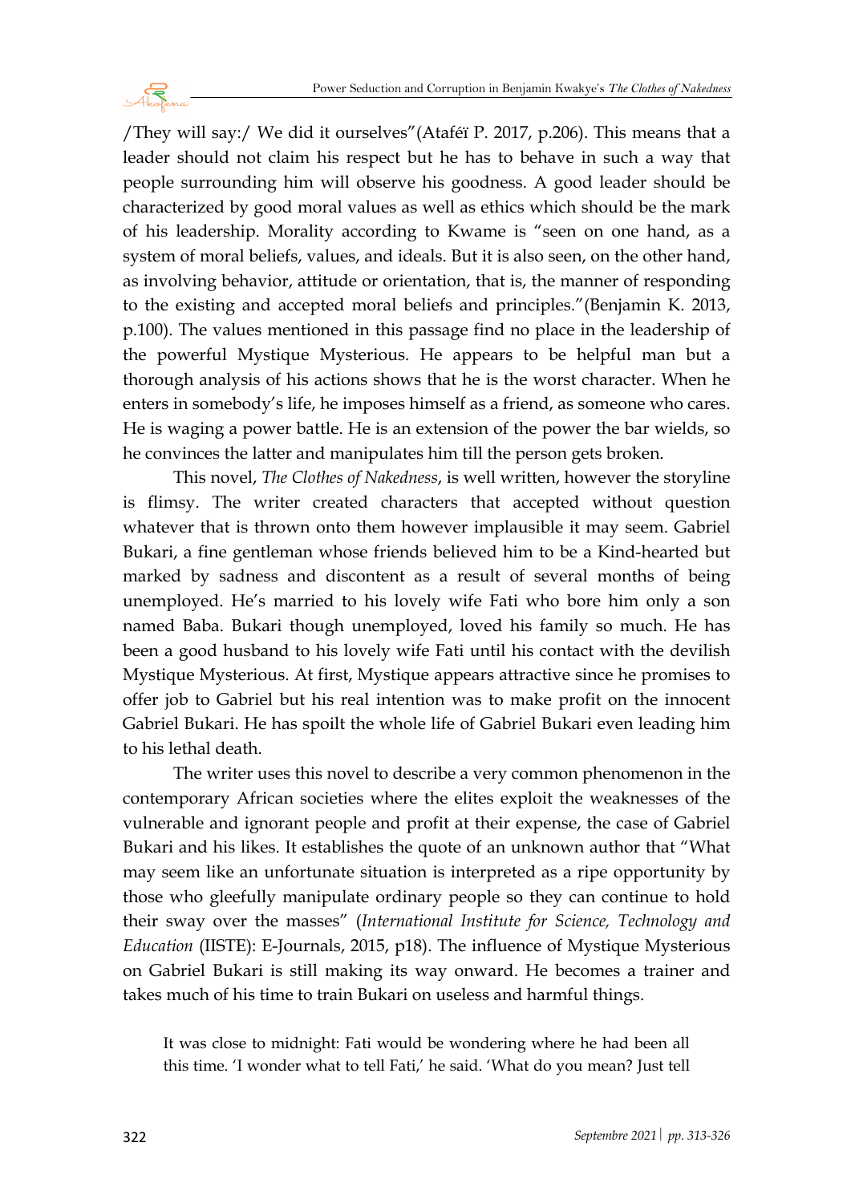/They will say:/ We did it ourselves"(Ataféï P. 2017, p.206). This means that a leader should not claim his respect but he has to behave in such a way that people surrounding him will observe his goodness. A good leader should be characterized by good moral values as well as ethics which should be the mark of his leadership. Morality according to Kwame is "seen on one hand, as a system of moral beliefs, values, and ideals. But it is also seen, on the other hand, as involving behavior, attitude or orientation, that is, the manner of responding to the existing and accepted moral beliefs and principles."(Benjamin K. 2013, p.100). The values mentioned in this passage find no place in the leadership of the powerful Mystique Mysterious. He appears to be helpful man but a thorough analysis of his actions shows that he is the worst character. When he enters in somebody's life, he imposes himself as a friend, as someone who cares. He is waging a power battle. He is an extension of the power the bar wields, so he convinces the latter and manipulates him till the person gets broken.

This novel, *The Clothes of Nakedness*, is well written, however the storyline is flimsy. The writer created characters that accepted without question whatever that is thrown onto them however implausible it may seem. Gabriel Bukari, a fine gentleman whose friends believed him to be a Kind-hearted but marked by sadness and discontent as a result of several months of being unemployed. He's married to his lovely wife Fati who bore him only a son named Baba. Bukari though unemployed, loved his family so much. He has been a good husband to his lovely wife Fati until his contact with the devilish Mystique Mysterious. At first, Mystique appears attractive since he promises to offer job to Gabriel but his real intention was to make profit on the innocent Gabriel Bukari. He has spoilt the whole life of Gabriel Bukari even leading him to his lethal death.

The writer uses this novel to describe a very common phenomenon in the contemporary African societies where the elites exploit the weaknesses of the vulnerable and ignorant people and profit at their expense, the case of Gabriel Bukari and his likes. It establishes the quote of an unknown author that "What may seem like an unfortunate situation is interpreted as a ripe opportunity by those who gleefully manipulate ordinary people so they can continue to hold their sway over the masses" (*International Institute for Science, Technology and Education* (IISTE): E-Journals, 2015, p18). The influence of Mystique Mysterious on Gabriel Bukari is still making its way onward. He becomes a trainer and takes much of his time to train Bukari on useless and harmful things.

> It was close to midnight: Fati would be wondering where he had been all this time. 'I wonder what to tell Fati,' he said. 'What do you mean? Just tell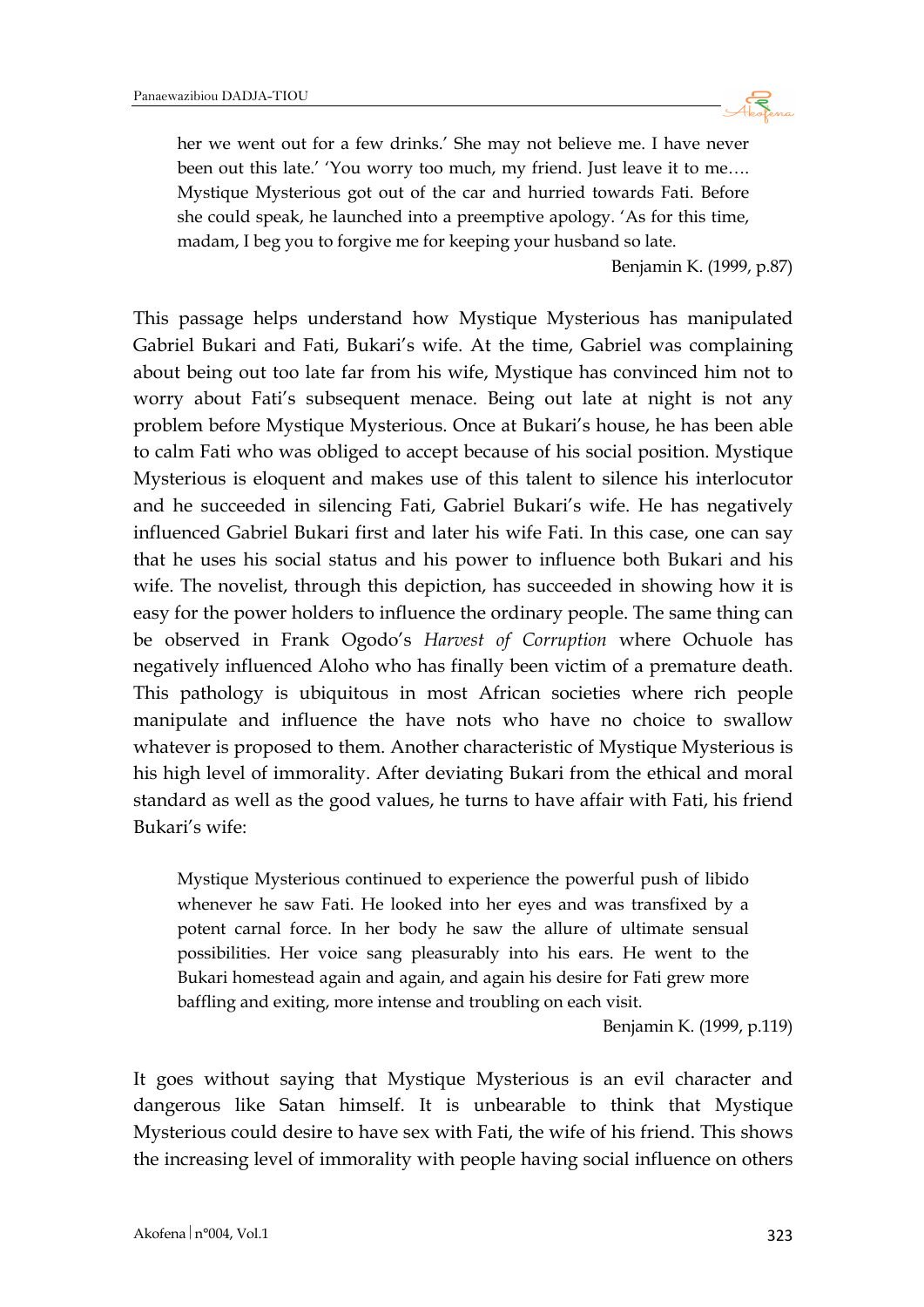> her we went out for a few drinks.' She may not believe me. I have never been out this late.' 'You worry too much, my friend. Just leave it to me…. Mystique Mysterious got out of the car and hurried towards Fati. Before she could speak, he launched into a preemptive apology. 'As for this time, madam, I beg you to forgive me for keeping your husband so late.
>
> Benjamin K. (1999, p.87)

This passage helps understand how Mystique Mysterious has manipulated Gabriel Bukari and Fati, Bukari's wife. At the time, Gabriel was complaining about being out too late far from his wife, Mystique has convinced him not to worry about Fati's subsequent menace. Being out late at night is not any problem before Mystique Mysterious. Once at Bukari's house, he has been able to calm Fati who was obliged to accept because of his social position. Mystique Mysterious is eloquent and makes use of this talent to silence his interlocutor and he succeeded in silencing Fati, Gabriel Bukari's wife. He has negatively influenced Gabriel Bukari first and later his wife Fati. In this case, one can say that he uses his social status and his power to influence both Bukari and his wife. The novelist, through this depiction, has succeeded in showing how it is easy for the power holders to influence the ordinary people. The same thing can be observed in Frank Ogodo's *Harvest of Corruption* where Ochuole has negatively influenced Aloho who has finally been victim of a premature death. This pathology is ubiquitous in most African societies where rich people manipulate and influence the have nots who have no choice to swallow whatever is proposed to them. Another characteristic of Mystique Mysterious is his high level of immorality. After deviating Bukari from the ethical and moral standard as well as the good values, he turns to have affair with Fati, his friend Bukari's wife:

> Mystique Mysterious continued to experience the powerful push of libido whenever he saw Fati. He looked into her eyes and was transfixed by a potent carnal force. In her body he saw the allure of ultimate sensual possibilities. Her voice sang pleasurably into his ears. He went to the Bukari homestead again and again, and again his desire for Fati grew more baffling and exiting, more intense and troubling on each visit.
>
> Benjamin K. (1999, p.119)

It goes without saying that Mystique Mysterious is an evil character and dangerous like Satan himself. It is unbearable to think that Mystique Mysterious could desire to have sex with Fati, the wife of his friend. This shows the increasing level of immorality with people having social influence on others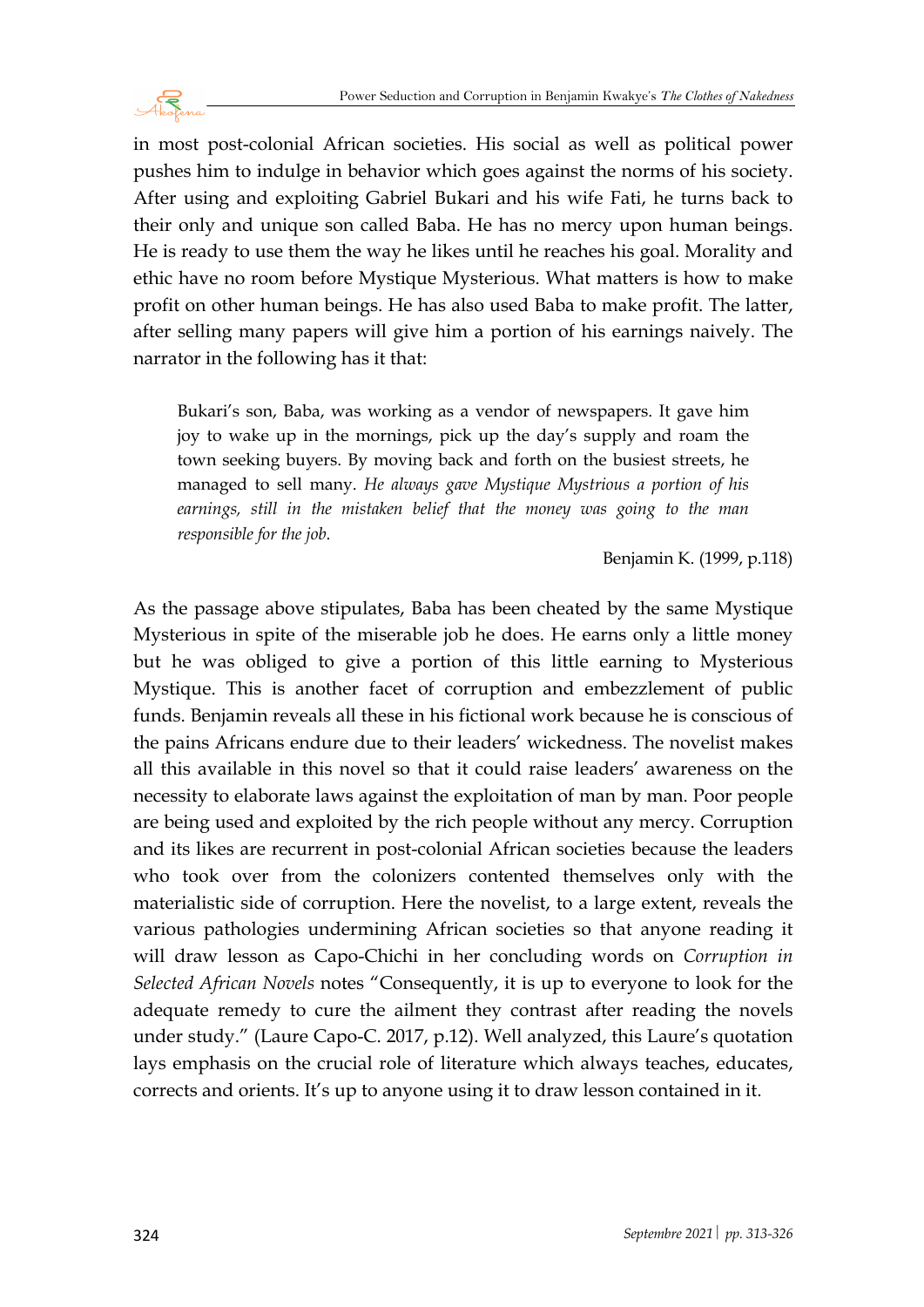in most post-colonial African societies. His social as well as political power pushes him to indulge in behavior which goes against the norms of his society. After using and exploiting Gabriel Bukari and his wife Fati, he turns back to their only and unique son called Baba. He has no mercy upon human beings. He is ready to use them the way he likes until he reaches his goal. Morality and ethic have no room before Mystique Mysterious. What matters is how to make profit on other human beings. He has also used Baba to make profit. The latter, after selling many papers will give him a portion of his earnings naively. The narrator in the following has it that:

> Bukari's son, Baba, was working as a vendor of newspapers. It gave him joy to wake up in the mornings, pick up the day's supply and roam the town seeking buyers. By moving back and forth on the busiest streets, he managed to sell many. *He always gave Mystique Mystrious a portion of his earnings, still in the mistaken belief that the money was going to the man responsible for the job*.
>
> Benjamin K. (1999, p.118)

As the passage above stipulates, Baba has been cheated by the same Mystique Mysterious in spite of the miserable job he does. He earns only a little money but he was obliged to give a portion of this little earning to Mysterious Mystique. This is another facet of corruption and embezzlement of public funds. Benjamin reveals all these in his fictional work because he is conscious of the pains Africans endure due to their leaders' wickedness. The novelist makes all this available in this novel so that it could raise leaders' awareness on the necessity to elaborate laws against the exploitation of man by man. Poor people are being used and exploited by the rich people without any mercy. Corruption and its likes are recurrent in post-colonial African societies because the leaders who took over from the colonizers contented themselves only with the materialistic side of corruption. Here the novelist, to a large extent, reveals the various pathologies undermining African societies so that anyone reading it will draw lesson as Capo-Chichi in her concluding words on *Corruption in Selected African Novels* notes "Consequently, it is up to everyone to look for the adequate remedy to cure the ailment they contrast after reading the novels under study." (Laure Capo-C. 2017, p.12). Well analyzed, this Laure's quotation lays emphasis on the crucial role of literature which always teaches, educates, corrects and orients. It's up to anyone using it to draw lesson contained in it.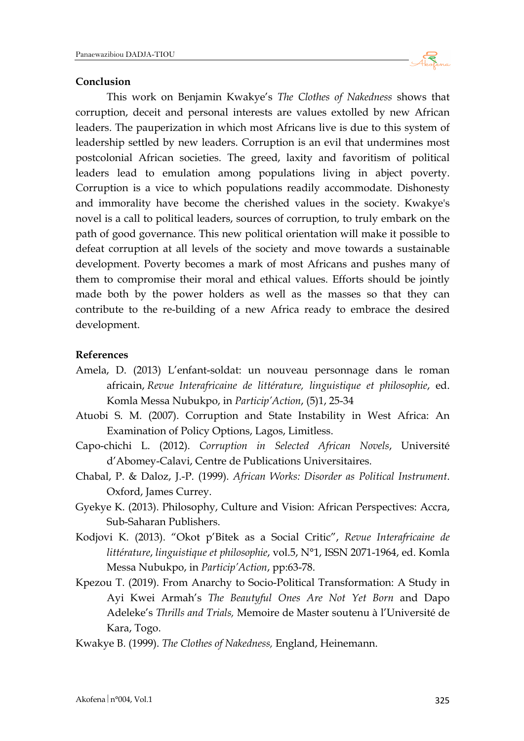## Conclusion

This work on Benjamin Kwakye's *The Clothes of Nakedness* shows that corruption, deceit and personal interests are values extolled by new African leaders. The pauperization in which most Africans live is due to this system of leadership settled by new leaders. Corruption is an evil that undermines most postcolonial African societies. The greed, laxity and favoritism of political leaders lead to emulation among populations living in abject poverty. Corruption is a vice to which populations readily accommodate. Dishonesty and immorality have become the cherished values in the society. Kwakye's novel is a call to political leaders, sources of corruption, to truly embark on the path of good governance. This new political orientation will make it possible to defeat corruption at all levels of the society and move towards a sustainable development. Poverty becomes a mark of most Africans and pushes many of them to compromise their moral and ethical values. Efforts should be jointly made both by the power holders as well as the masses so that they can contribute to the re-building of a new Africa ready to embrace the desired development.

## References

Amela, D. (2013) L'enfant-soldat: un nouveau personnage dans le roman africain, *Revue Interafricaine de littérature, linguistique et philosophie*, ed. Komla Messa Nubukpo, in *Particip'Action*, (5)1, 25-34

Atuobi S. M. (2007). Corruption and State Instability in West Africa: An Examination of Policy Options, Lagos, Limitless.

Capo-chichi L. (2012). *Corruption in Selected African Novels*, Université d'Abomey-Calavi, Centre de Publications Universitaires.

Chabal, P. & Daloz, J.-P. (1999). *African Works: Disorder as Political Instrument*. Oxford, James Currey.

Gyekye K. (2013). Philosophy, Culture and Vision: African Perspectives: Accra, Sub-Saharan Publishers.

Kodjovi K. (2013). "Okot p'Bitek as a Social Critic", *Revue Interafricaine de littérature*, *linguistique et philosophie*, vol.5, N°1, ISSN 2071-1964, ed. Komla Messa Nubukpo, in *Particip'Action*, pp:63-78.

Kpezou T. (2019). From Anarchy to Socio-Political Transformation: A Study in Ayi Kwei Armah's *The Beautyful Ones Are Not Yet Born* and Dapo Adeleke's *Thrills and Trials,* Memoire de Master soutenu à l'Université de Kara, Togo.

Kwakye B. (1999). *The Clothes of Nakedness,* England, Heinemann.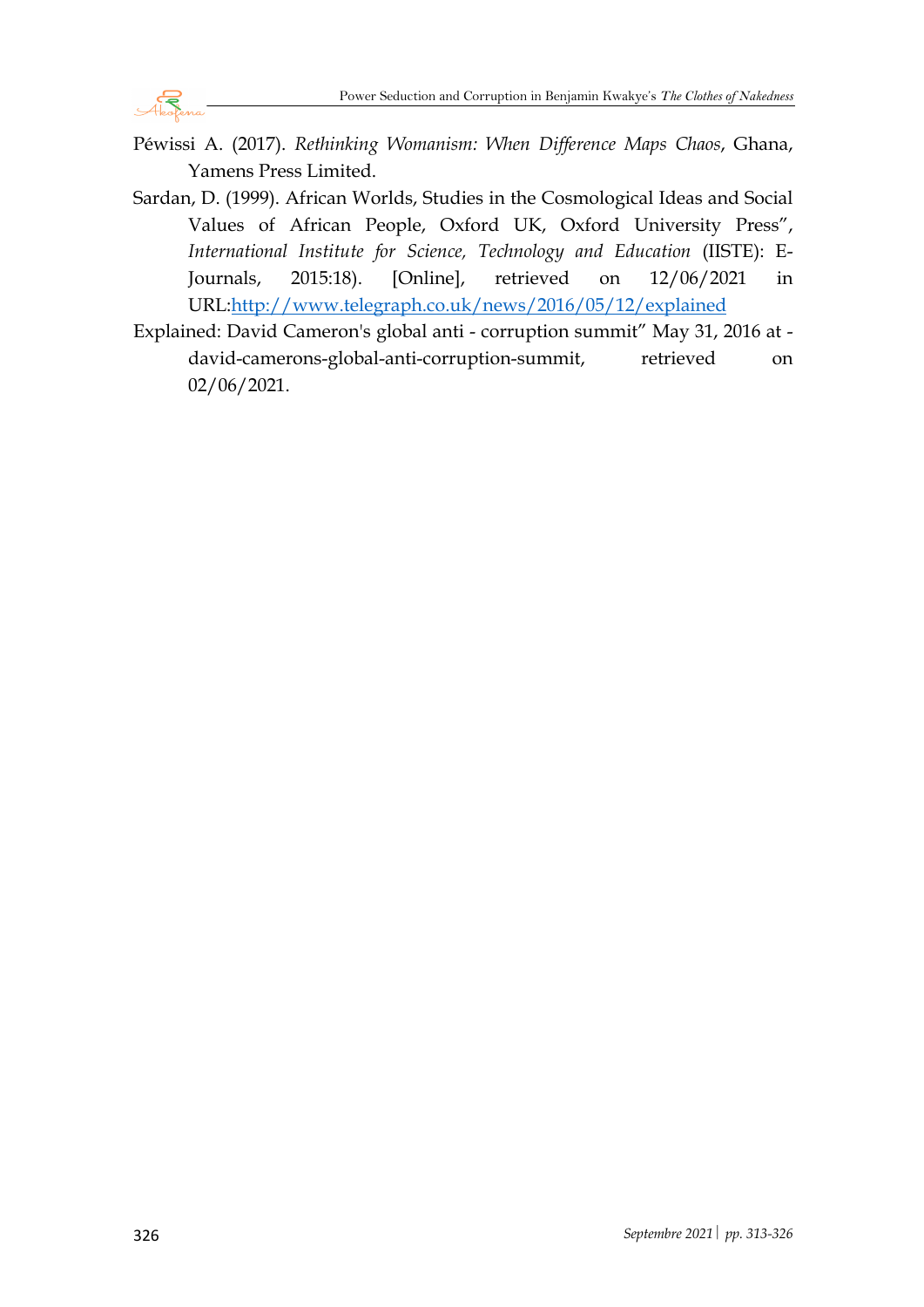Péwissi A. (2017). *Rethinking Womanism: When Difference Maps Chaos*, Ghana, Yamens Press Limited.

Sardan, D. (1999). African Worlds, Studies in the Cosmological Ideas and Social Values of African People, Oxford UK, Oxford University Press", *International Institute for Science, Technology and Education* (IISTE): E-Journals, 2015:18). [Online], retrieved on 12/06/2021 in URL:http://www.telegraph.co.uk/news/2016/05/12/explained

Explained: David Cameron's global anti - corruption summit" May 31, 2016 at - david-camerons-global-anti-corruption-summit, retrieved on 02/06/2021.